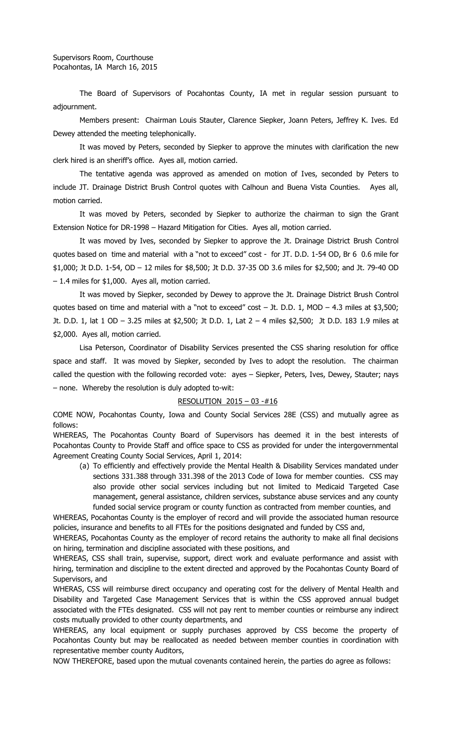Supervisors Room, Courthouse
Pocahontas, IA March 16, 2015

The Board of Supervisors of Pocahontas County, IA met in regular session pursuant to adjournment.

Members present: Chairman Louis Stauter, Clarence Siepker, Joann Peters, Jeffrey K. Ives. Ed Dewey attended the meeting telephonically.

It was moved by Peters, seconded by Siepker to approve the minutes with clarification the new clerk hired is an sheriff's office. Ayes all, motion carried.

The tentative agenda was approved as amended on motion of Ives, seconded by Peters to include JT. Drainage District Brush Control quotes with Calhoun and Buena Vista Counties. Ayes all, motion carried.

It was moved by Peters, seconded by Siepker to authorize the chairman to sign the Grant Extension Notice for DR-1998 – Hazard Mitigation for Cities. Ayes all, motion carried.

It was moved by Ives, seconded by Siepker to approve the Jt. Drainage District Brush Control quotes based on time and material with a "not to exceed" cost - for JT. D.D. 1-54 OD, Br 6 0.6 mile for $1,000; Jt D.D. 1-54, OD – 12 miles for $8,500; Jt D.D. 37-35 OD 3.6 miles for $2,500; and Jt. 79-40 OD – 1.4 miles for $1,000. Ayes all, motion carried.

It was moved by Siepker, seconded by Dewey to approve the Jt. Drainage District Brush Control quotes based on time and material with a "not to exceed" cost – Jt. D.D. 1, MOD – 4.3 miles at $3,500; Jt. D.D. 1, lat 1 OD – 3.25 miles at $2,500; Jt D.D. 1, Lat 2 – 4 miles $2,500; Jt D.D. 183 1.9 miles at $2,000. Ayes all, motion carried.

Lisa Peterson, Coordinator of Disability Services presented the CSS sharing resolution for office space and staff. It was moved by Siepker, seconded by Ives to adopt the resolution. The chairman called the question with the following recorded vote: ayes – Siepker, Peters, Ives, Dewey, Stauter; nays – none. Whereby the resolution is duly adopted to-wit:

RESOLUTION 2015 – 03 -#16

COME NOW, Pocahontas County, Iowa and County Social Services 28E (CSS) and mutually agree as follows:

WHEREAS, The Pocahontas County Board of Supervisors has deemed it in the best interests of Pocahontas County to Provide Staff and office space to CSS as provided for under the intergovernmental Agreement Creating County Social Services, April 1, 2014:

(a) To efficiently and effectively provide the Mental Health & Disability Services mandated under sections 331.388 through 331.398 of the 2013 Code of Iowa for member counties. CSS may also provide other social services including but not limited to Medicaid Targeted Case management, general assistance, children services, substance abuse services and any county funded social service program or county function as contracted from member counties, and

WHEREAS, Pocahontas County is the employer of record and will provide the associated human resource policies, insurance and benefits to all FTEs for the positions designated and funded by CSS and,

WHEREAS, Pocahontas County as the employer of record retains the authority to make all final decisions on hiring, termination and discipline associated with these positions, and

WHEREAS, CSS shall train, supervise, support, direct work and evaluate performance and assist with hiring, termination and discipline to the extent directed and approved by the Pocahontas County Board of Supervisors, and

WHERAS, CSS will reimburse direct occupancy and operating cost for the delivery of Mental Health and Disability and Targeted Case Management Services that is within the CSS approved annual budget associated with the FTEs designated. CSS will not pay rent to member counties or reimburse any indirect costs mutually provided to other county departments, and

WHEREAS, any local equipment or supply purchases approved by CSS become the property of Pocahontas County but may be reallocated as needed between member counties in coordination with representative member county Auditors,

NOW THEREFORE, based upon the mutual covenants contained herein, the parties do agree as follows: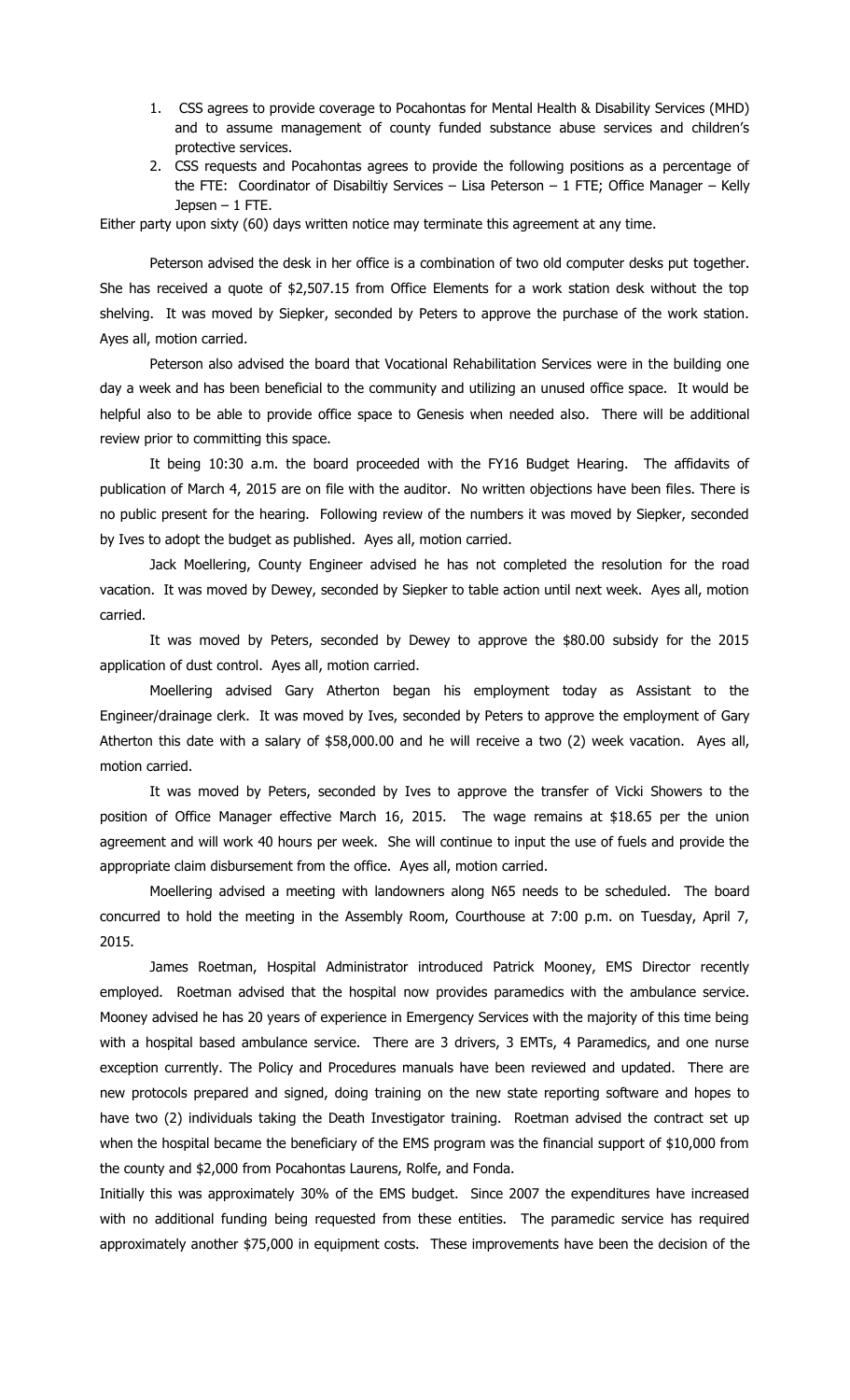1. CSS agrees to provide coverage to Pocahontas for Mental Health & Disability Services (MHD) and to assume management of county funded substance abuse services and children's protective services.
2. CSS requests and Pocahontas agrees to provide the following positions as a percentage of the FTE: Coordinator of Disabiltiy Services – Lisa Peterson – 1 FTE; Office Manager – Kelly Jepsen – 1 FTE.

Either party upon sixty (60) days written notice may terminate this agreement at any time.

Peterson advised the desk in her office is a combination of two old computer desks put together. She has received a quote of $2,507.15 from Office Elements for a work station desk without the top shelving. It was moved by Siepker, seconded by Peters to approve the purchase of the work station. Ayes all, motion carried.

Peterson also advised the board that Vocational Rehabilitation Services were in the building one day a week and has been beneficial to the community and utilizing an unused office space. It would be helpful also to be able to provide office space to Genesis when needed also. There will be additional review prior to committing this space.

It being 10:30 a.m. the board proceeded with the FY16 Budget Hearing. The affidavits of publication of March 4, 2015 are on file with the auditor. No written objections have been files. There is no public present for the hearing. Following review of the numbers it was moved by Siepker, seconded by Ives to adopt the budget as published. Ayes all, motion carried.

Jack Moellering, County Engineer advised he has not completed the resolution for the road vacation. It was moved by Dewey, seconded by Siepker to table action until next week. Ayes all, motion carried.

It was moved by Peters, seconded by Dewey to approve the $80.00 subsidy for the 2015 application of dust control. Ayes all, motion carried.

Moellering advised Gary Atherton began his employment today as Assistant to the Engineer/drainage clerk. It was moved by Ives, seconded by Peters to approve the employment of Gary Atherton this date with a salary of $58,000.00 and he will receive a two (2) week vacation. Ayes all, motion carried.

It was moved by Peters, seconded by Ives to approve the transfer of Vicki Showers to the position of Office Manager effective March 16, 2015. The wage remains at $18.65 per the union agreement and will work 40 hours per week. She will continue to input the use of fuels and provide the appropriate claim disbursement from the office. Ayes all, motion carried.

Moellering advised a meeting with landowners along N65 needs to be scheduled. The board concurred to hold the meeting in the Assembly Room, Courthouse at 7:00 p.m. on Tuesday, April 7, 2015.

James Roetman, Hospital Administrator introduced Patrick Mooney, EMS Director recently employed. Roetman advised that the hospital now provides paramedics with the ambulance service. Mooney advised he has 20 years of experience in Emergency Services with the majority of this time being with a hospital based ambulance service. There are 3 drivers, 3 EMTs, 4 Paramedics, and one nurse exception currently. The Policy and Procedures manuals have been reviewed and updated. There are new protocols prepared and signed, doing training on the new state reporting software and hopes to have two (2) individuals taking the Death Investigator training. Roetman advised the contract set up when the hospital became the beneficiary of the EMS program was the financial support of $10,000 from the county and $2,000 from Pocahontas Laurens, Rolfe, and Fonda.

Initially this was approximately 30% of the EMS budget. Since 2007 the expenditures have increased with no additional funding being requested from these entities. The paramedic service has required approximately another $75,000 in equipment costs. These improvements have been the decision of the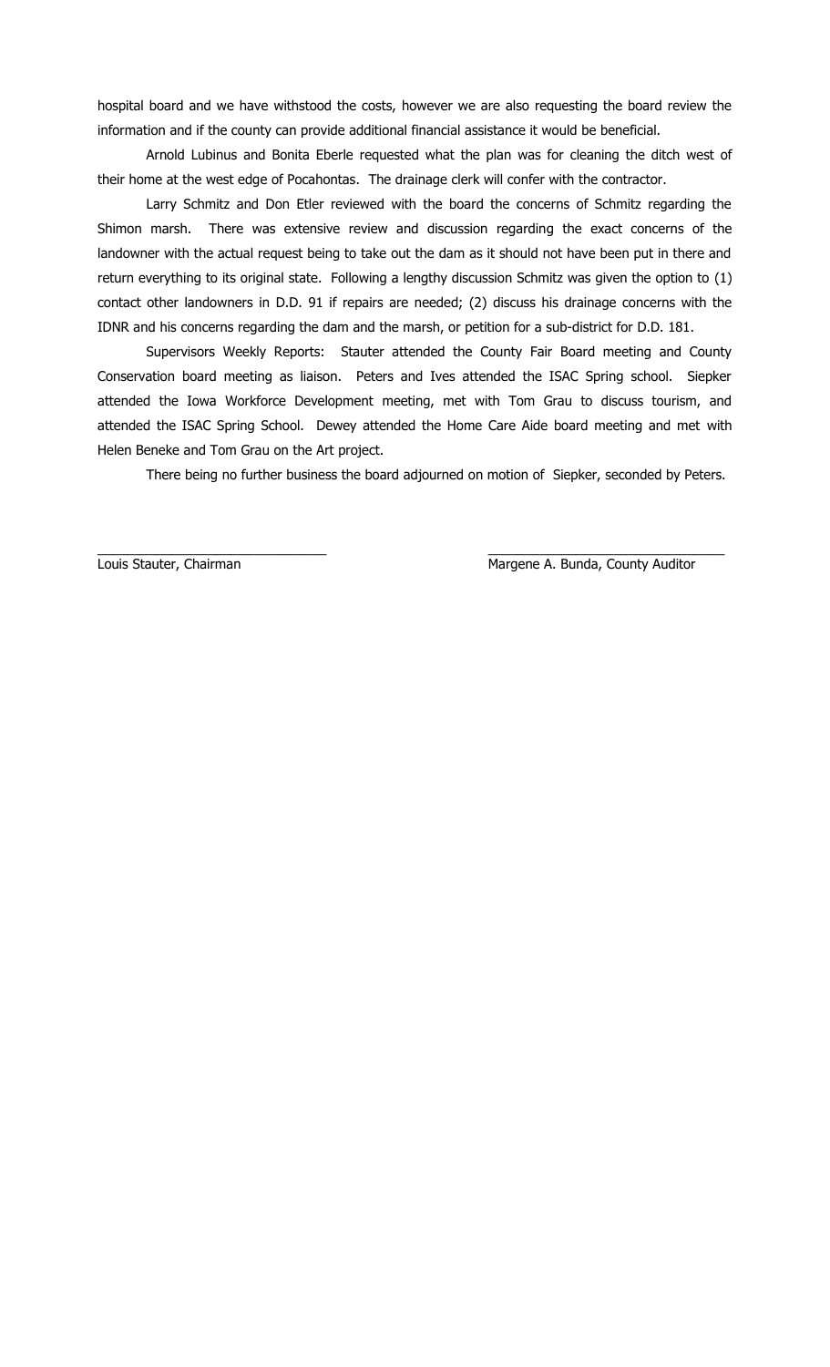hospital board and we have withstood the costs, however we are also requesting the board review the information and if the county can provide additional financial assistance it would be beneficial.

Arnold Lubinus and Bonita Eberle requested what the plan was for cleaning the ditch west of their home at the west edge of Pocahontas. The drainage clerk will confer with the contractor.

Larry Schmitz and Don Etler reviewed with the board the concerns of Schmitz regarding the Shimon marsh. There was extensive review and discussion regarding the exact concerns of the landowner with the actual request being to take out the dam as it should not have been put in there and return everything to its original state. Following a lengthy discussion Schmitz was given the option to (1) contact other landowners in D.D. 91 if repairs are needed; (2) discuss his drainage concerns with the IDNR and his concerns regarding the dam and the marsh, or petition for a sub-district for D.D. 181.

Supervisors Weekly Reports: Stauter attended the County Fair Board meeting and County Conservation board meeting as liaison. Peters and Ives attended the ISAC Spring school. Siepker attended the Iowa Workforce Development meeting, met with Tom Grau to discuss tourism, and attended the ISAC Spring School. Dewey attended the Home Care Aide board meeting and met with Helen Beneke and Tom Grau on the Art project.

There being no further business the board adjourned on motion of Siepker, seconded by Peters.

\_\_\_\_\_\_\_\_\_\_\_\_\_\_\_\_\_\_\_\_\_\_\_\_\_\_\_\_\_\_\_\_
Louis Stauter, Chairman

\_\_\_\_\_\_\_\_\_\_\_\_\_\_\_\_\_\_\_\_\_\_\_\_\_\_\_\_\_\_\_\_
Margene A. Bunda, County Auditor